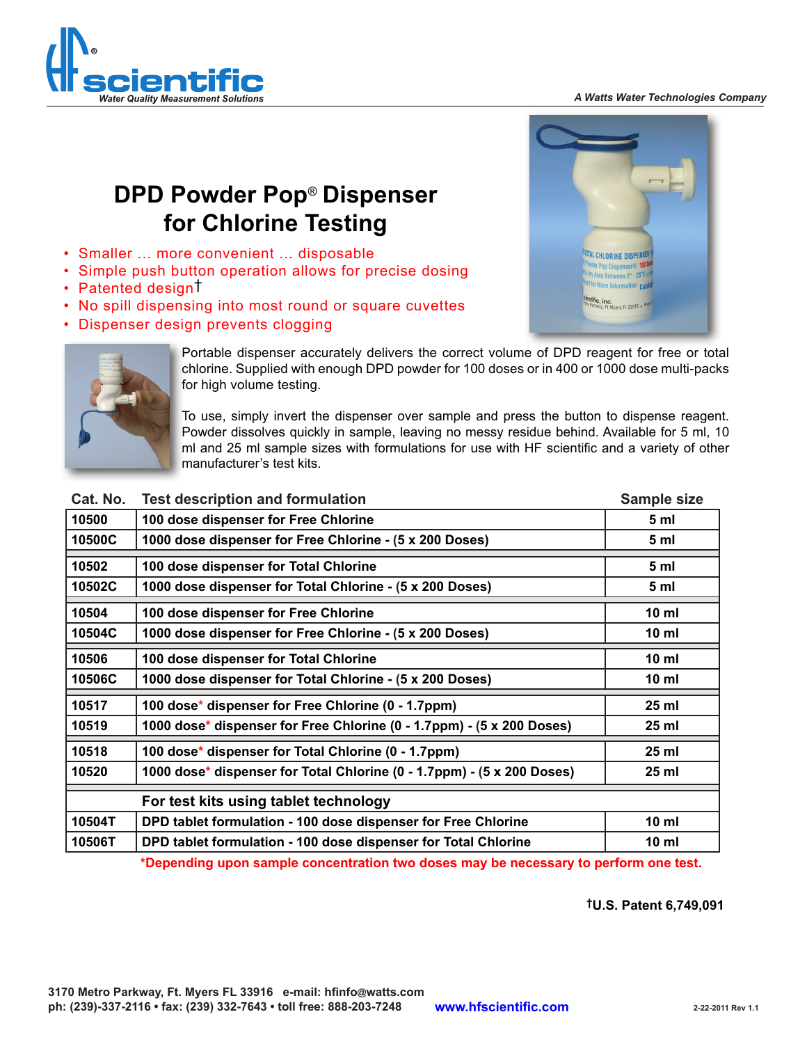HF scientific®

*Water Quality Measurement Solutions*

*A Watts Water Technologies Company*

# DPD Powder Pop® Dispenser for Chlorine Testing

- Smaller ... more convenient ... disposable
- Simple push button operation allows for precise dosing
- Patented design†
- No spill dispensing into most round or square cuvettes
- Dispenser design prevents clogging

Portable dispenser accurately delivers the correct volume of DPD reagent for free or total chlorine. Supplied with enough DPD powder for 100 doses or in 400 or 1000 dose multi-packs for high volume testing.

To use, simply invert the dispenser over sample and press the button to dispense reagent. Powder dissolves quickly in sample, leaving no messy residue behind. Available for 5 ml, 10 ml and 25 ml sample sizes with formulations for use with HF scientific and a variety of other manufacturer's test kits.

| Cat. No. | Test description and formulation | Sample size |
|---|---|---|
| 10500 | 100 dose dispenser for Free Chlorine | 5 ml |
| 10500C | 1000 dose dispenser for Free Chlorine - (5 x 200 Doses) | 5 ml |
| 10502 | 100 dose dispenser for Total Chlorine | 5 ml |
| 10502C | 1000 dose dispenser for Total Chlorine - (5 x 200 Doses) | 5 ml |
| 10504 | 100 dose dispenser for Free Chlorine | 10 ml |
| 10504C | 1000 dose dispenser for Free Chlorine - (5 x 200 Doses) | 10 ml |
| 10506 | 100 dose dispenser for Total Chlorine | 10 ml |
| 10506C | 1000 dose dispenser for Total Chlorine - (5 x 200 Doses) | 10 ml |
| 10517 | 100 dose* dispenser for Free Chlorine (0 - 1.7ppm) | 25 ml |
| 10519 | 1000 dose* dispenser for Free Chlorine (0 - 1.7ppm) - (5 x 200 Doses) | 25 ml |
| 10518 | 100 dose* dispenser for Total Chlorine (0 - 1.7ppm) | 25 ml |
| 10520 | 1000 dose* dispenser for Total Chlorine (0 - 1.7ppm) - (5 x 200 Doses) | 25 ml |
| | **For test kits using tablet technology** | |
| 10504T | DPD tablet formulation - 100 dose dispenser for Free Chlorine | 10 ml |
| 10506T | DPD tablet formulation - 100 dose dispenser for Total Chlorine | 10 ml |

*Depending upon sample concentration two doses may be necessary to perform one test.

†U.S. Patent 6,749,091

3170 Metro Parkway, Ft. Myers FL 33916 e-mail: hfinfo@watts.com
ph: (239)-337-2116 • fax: (239) 332-7643 • toll free: 888-203-7248 www.hfscientific.com

2-22-2011 Rev 1.1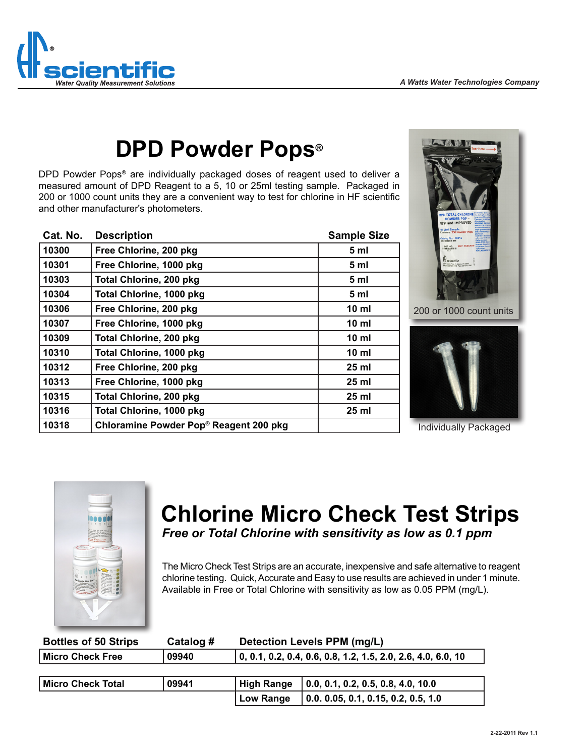# DPD Powder Pops®

DPD Powder Pops® are individually packaged doses of reagent used to deliver a measured amount of DPD Reagent to a 5, 10 or 25ml testing sample. Packaged in 200 or 1000 count units they are a convenient way to test for chlorine in HF scientific and other manufacturer's photometers.

| Cat. No. | Description | Sample Size |
|---|---|---|
| 10300 | Free Chlorine, 200 pkg | 5 ml |
| 10301 | Free Chlorine, 1000 pkg | 5 ml |
| 10303 | Total Chlorine, 200 pkg | 5 ml |
| 10304 | Total Chlorine, 1000 pkg | 5 ml |
| 10306 | Free Chlorine, 200 pkg | 10 ml |
| 10307 | Free Chlorine, 1000 pkg | 10 ml |
| 10309 | Total Chlorine, 200 pkg | 10 ml |
| 10310 | Total Chlorine, 1000 pkg | 10 ml |
| 10312 | Free Chlorine, 200 pkg | 25 ml |
| 10313 | Free Chlorine, 1000 pkg | 25 ml |
| 10315 | Total Chlorine, 200 pkg | 25 ml |
| 10316 | Total Chlorine, 1000 pkg | 25 ml |
| 10318 | Chloramine Powder Pop® Reagent 200 pkg | |

200 or 1000 count units

Individually Packaged

# Chlorine Micro Check Test Strips

***Free or Total Chlorine with sensitivity as low as 0.1 ppm***

The Micro Check Test Strips are an accurate, inexpensive and safe alternative to reagent chlorine testing. Quick, Accurate and Easy to use results are achieved in under 1 minute. Available in Free or Total Chlorine with sensitivity as low as 0.05 PPM (mg/L).

| Bottles of 50 Strips | Catalog # | Detection Levels PPM (mg/L) | |
|---|---|---|---|
| Micro Check Free | 09940 | 0, 0.1, 0.2, 0.4, 0.6, 0.8, 1.2, 1.5, 2.0, 2.6, 4.0, 6.0, 10 | |
| Micro Check Total | 09941 | High Range | 0.0, 0.1, 0.2, 0.5, 0.8, 4.0, 10.0 |
| | | Low Range | 0.0. 0.05, 0.1, 0.15, 0.2, 0.5, 1.0 |

2-22-2011 Rev 1.1